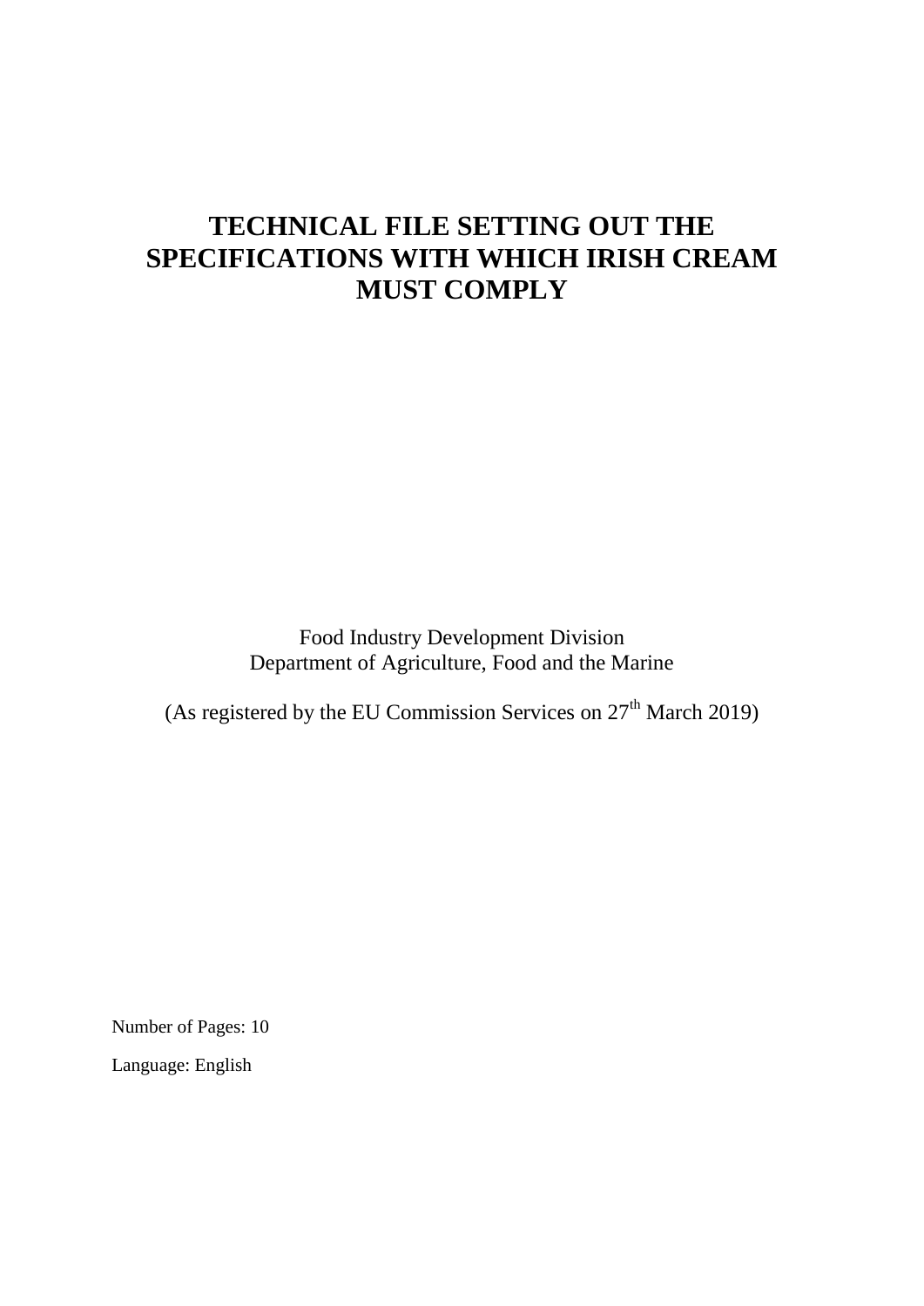# TECHNICAL FILE SETTING OUT THE SPECIFICATIONS WITH WHICH IRISH CREAM MUST COMPLY

Food Industry Development Division
Department of Agriculture, Food and the Marine

(As registered by the EU Commission Services on 27th March 2019)

Number of Pages: 10

Language: English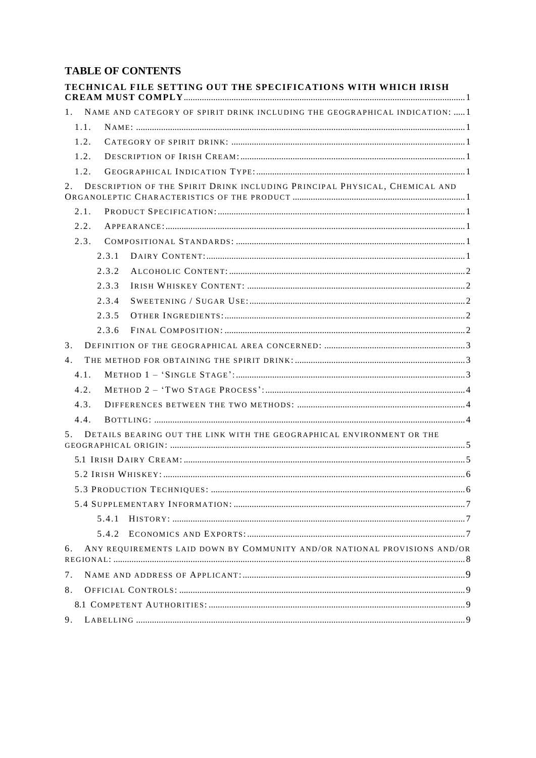## TABLE OF CONTENTS

TECHNICAL FILE SETTING OUT THE SPECIFICATIONS WITH WHICH IRISH CREAM MUST COMPLY ........ 1

1. NAME AND CATEGORY OF SPIRIT DRINK INCLUDING THE GEOGRAPHICAL INDICATION: ..... 1
   - 1.1. NAME: ........ 1
   - 1.2. CATEGORY OF SPIRIT DRINK: ........ 1
   - 1.2. DESCRIPTION OF IRISH CREAM: ........ 1
   - 1.2. GEOGRAPHICAL INDICATION TYPE: ........ 1
2. DESCRIPTION OF THE SPIRIT DRINK INCLUDING PRINCIPAL PHYSICAL, CHEMICAL AND ORGANOLEPTIC CHARACTERISTICS OF THE PRODUCT ........ 1
   - 2.1. PRODUCT SPECIFICATION: ........ 1
   - 2.2. APPEARANCE: ........ 1
   - 2.3. COMPOSITIONAL STANDARDS: ........ 1
     - 2.3.1 DAIRY CONTENT: ........ 1
     - 2.3.2 ALCOHOLIC CONTENT: ........ 2
     - 2.3.3 IRISH WHISKEY CONTENT: ........ 2
     - 2.3.4 SWEETENING / SUGAR USE: ........ 2
     - 2.3.5 OTHER INGREDIENTS: ........ 2
     - 2.3.6 FINAL COMPOSITION: ........ 2
3. DEFINITION OF THE GEOGRAPHICAL AREA CONCERNED: ........ 3
4. THE METHOD FOR OBTAINING THE SPIRIT DRINK: ........ 3
   - 4.1. METHOD 1 – 'SINGLE STAGE': ........ 3
   - 4.2. METHOD 2 – 'TWO STAGE PROCESS': ........ 4
   - 4.3. DIFFERENCES BETWEEN THE TWO METHODS: ........ 4
   - 4.4. BOTTLING: ........ 4
5. DETAILS BEARING OUT THE LINK WITH THE GEOGRAPHICAL ENVIRONMENT OR THE GEOGRAPHICAL ORIGIN: ........ 5
   - 5.1 IRISH DAIRY CREAM: ........ 5
   - 5.2 IRISH WHISKEY: ........ 6
   - 5.3 PRODUCTION TECHNIQUES: ........ 6
   - 5.4 SUPPLEMENTARY INFORMATION: ........ 7
     - 5.4.1 HISTORY: ........ 7
     - 5.4.2 ECONOMICS AND EXPORTS: ........ 7
6. ANY REQUIREMENTS LAID DOWN BY COMMUNITY AND/OR NATIONAL PROVISIONS AND/OR REGIONAL: ........ 8
7. NAME AND ADDRESS OF APPLICANT: ........ 9
8. OFFICIAL CONTROLS: ........ 9
   - 8.1 COMPETENT AUTHORITIES: ........ 9
9. LABELLING ........ 9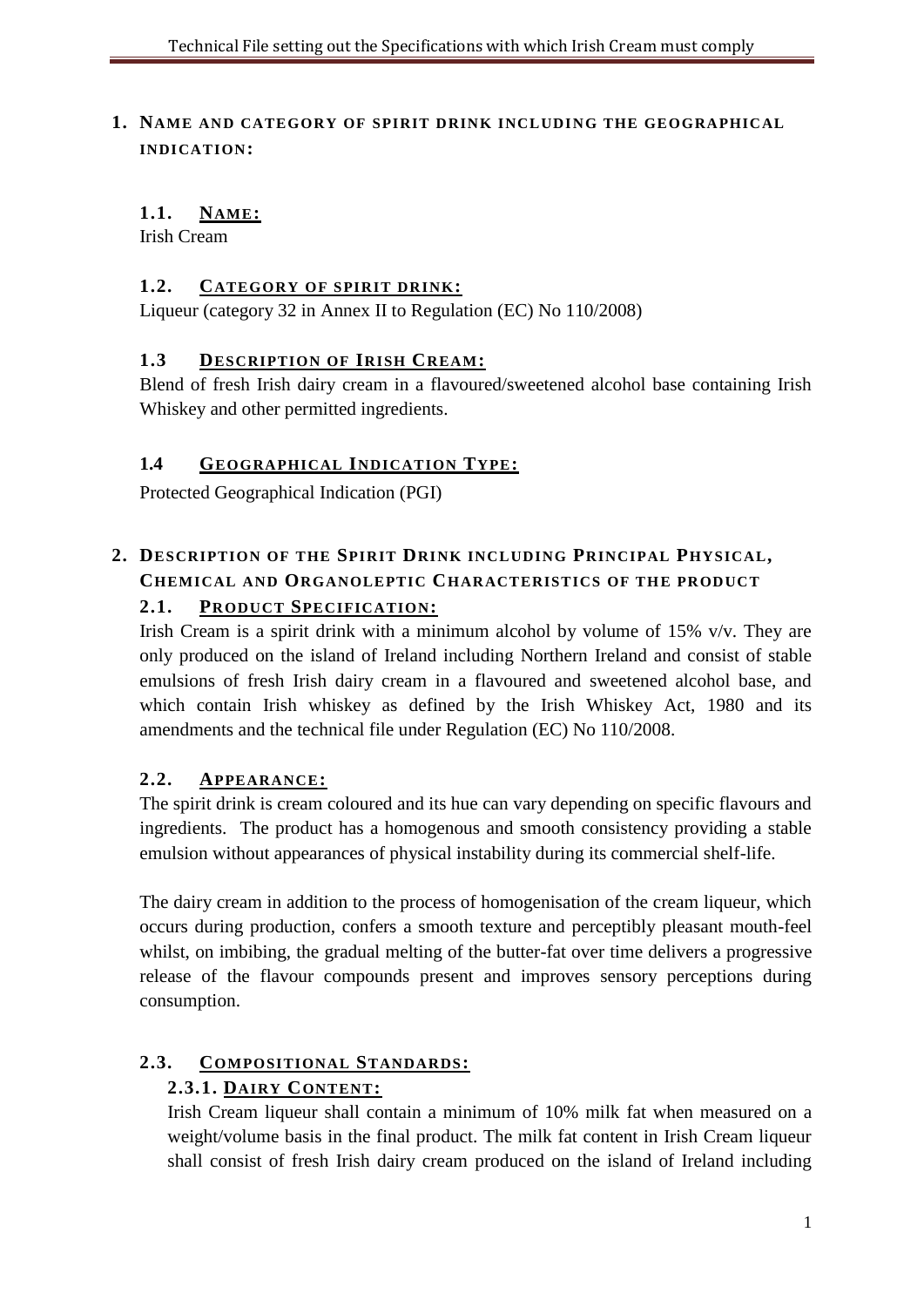# 1. Name and category of spirit drink including the geographical indication:

## 1.1. Name:

Irish Cream

## 1.2. Category of spirit drink:

Liqueur (category 32 in Annex II to Regulation (EC) No 110/2008)

## 1.3 Description of Irish Cream:

Blend of fresh Irish dairy cream in a flavoured/sweetened alcohol base containing Irish Whiskey and other permitted ingredients.

## 1.4 Geographical Indication Type:

Protected Geographical Indication (PGI)

# 2. Description of the Spirit Drink including Principal Physical, Chemical and Organoleptic Characteristics of the product

## 2.1. Product Specification:

Irish Cream is a spirit drink with a minimum alcohol by volume of 15% v/v. They are only produced on the island of Ireland including Northern Ireland and consist of stable emulsions of fresh Irish dairy cream in a flavoured and sweetened alcohol base, and which contain Irish whiskey as defined by the Irish Whiskey Act, 1980 and its amendments and the technical file under Regulation (EC) No 110/2008.

## 2.2. Appearance:

The spirit drink is cream coloured and its hue can vary depending on specific flavours and ingredients. The product has a homogenous and smooth consistency providing a stable emulsion without appearances of physical instability during its commercial shelf-life.

The dairy cream in addition to the process of homogenisation of the cream liqueur, which occurs during production, confers a smooth texture and perceptibly pleasant mouth-feel whilst, on imbibing, the gradual melting of the butter-fat over time delivers a progressive release of the flavour compounds present and improves sensory perceptions during consumption.

## 2.3. Compositional Standards:

### 2.3.1. Dairy Content:

Irish Cream liqueur shall contain a minimum of 10% milk fat when measured on a weight/volume basis in the final product. The milk fat content in Irish Cream liqueur shall consist of fresh Irish dairy cream produced on the island of Ireland including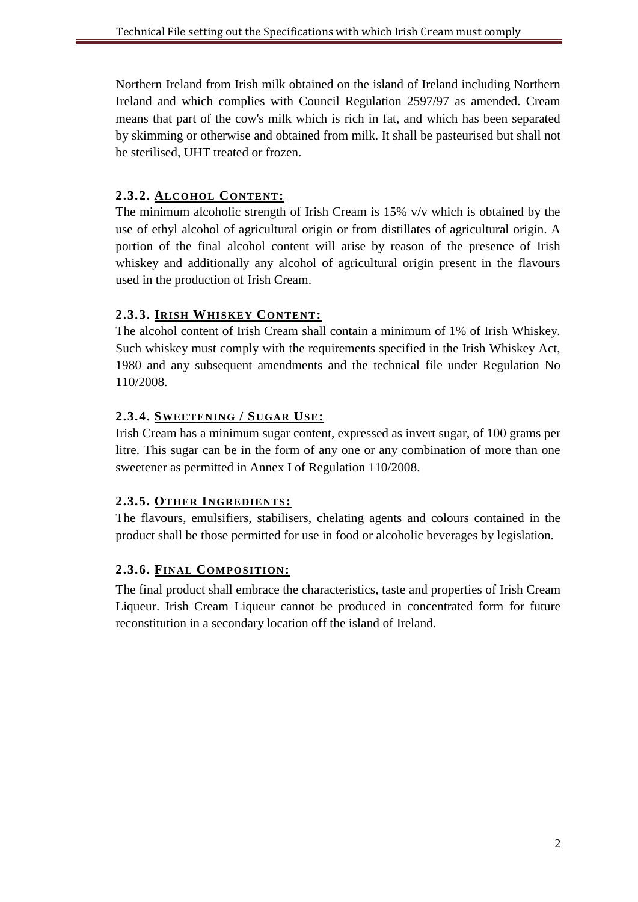Northern Ireland from Irish milk obtained on the island of Ireland including Northern Ireland and which complies with Council Regulation 2597/97 as amended. Cream means that part of the cow's milk which is rich in fat, and which has been separated by skimming or otherwise and obtained from milk. It shall be pasteurised but shall not be sterilised, UHT treated or frozen.

### 2.3.2. ALCOHOL CONTENT:

The minimum alcoholic strength of Irish Cream is 15% v/v which is obtained by the use of ethyl alcohol of agricultural origin or from distillates of agricultural origin. A portion of the final alcohol content will arise by reason of the presence of Irish whiskey and additionally any alcohol of agricultural origin present in the flavours used in the production of Irish Cream.

### 2.3.3. IRISH WHISKEY CONTENT:

The alcohol content of Irish Cream shall contain a minimum of 1% of Irish Whiskey. Such whiskey must comply with the requirements specified in the Irish Whiskey Act, 1980 and any subsequent amendments and the technical file under Regulation No 110/2008.

### 2.3.4. SWEETENING / SUGAR USE:

Irish Cream has a minimum sugar content, expressed as invert sugar, of 100 grams per litre. This sugar can be in the form of any one or any combination of more than one sweetener as permitted in Annex I of Regulation 110/2008.

### 2.3.5. OTHER INGREDIENTS:

The flavours, emulsifiers, stabilisers, chelating agents and colours contained in the product shall be those permitted for use in food or alcoholic beverages by legislation.

### 2.3.6. FINAL COMPOSITION:

The final product shall embrace the characteristics, taste and properties of Irish Cream Liqueur. Irish Cream Liqueur cannot be produced in concentrated form for future reconstitution in a secondary location off the island of Ireland.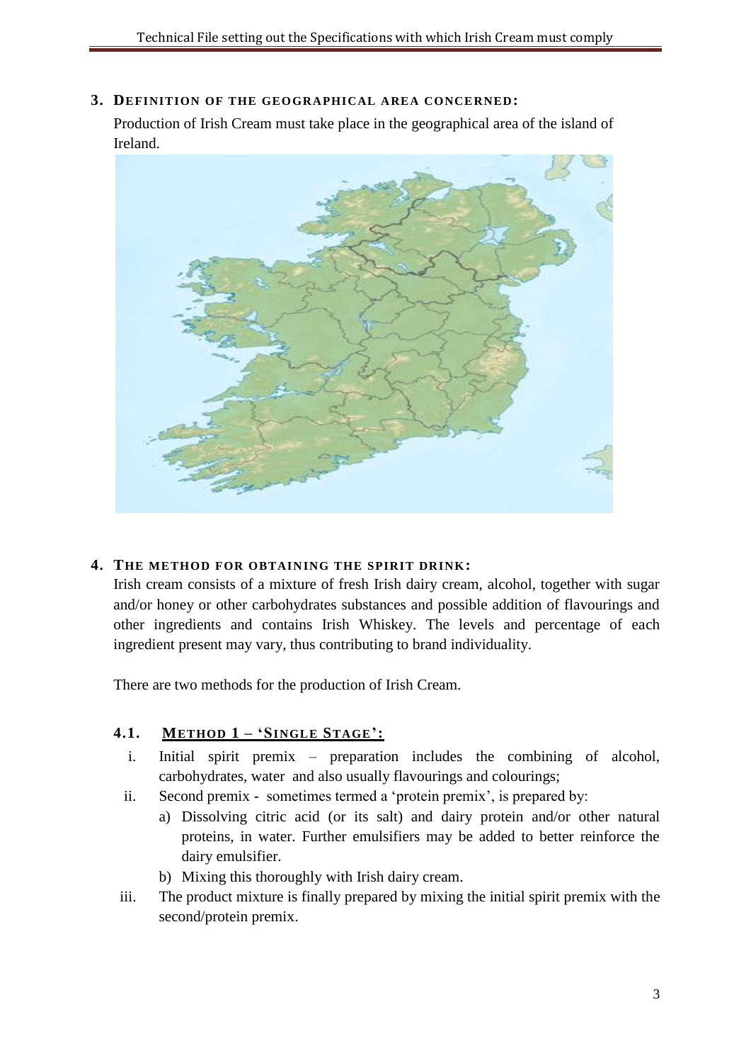## 3. Definition of the geographical area concerned:

Production of Irish Cream must take place in the geographical area of the island of Ireland.

## 4. The method for obtaining the spirit drink:

Irish cream consists of a mixture of fresh Irish dairy cream, alcohol, together with sugar and/or honey or other carbohydrates substances and possible addition of flavourings and other ingredients and contains Irish Whiskey. The levels and percentage of each ingredient present may vary, thus contributing to brand individuality.

There are two methods for the production of Irish Cream.

### 4.1. Method 1 – 'Single Stage':

i. Initial spirit premix – preparation includes the combining of alcohol, carbohydrates, water and also usually flavourings and colourings;

ii. Second premix - sometimes termed a 'protein premix', is prepared by:

   a) Dissolving citric acid (or its salt) and dairy protein and/or other natural proteins, in water. Further emulsifiers may be added to better reinforce the dairy emulsifier.

   b) Mixing this thoroughly with Irish dairy cream.

iii. The product mixture is finally prepared by mixing the initial spirit premix with the second/protein premix.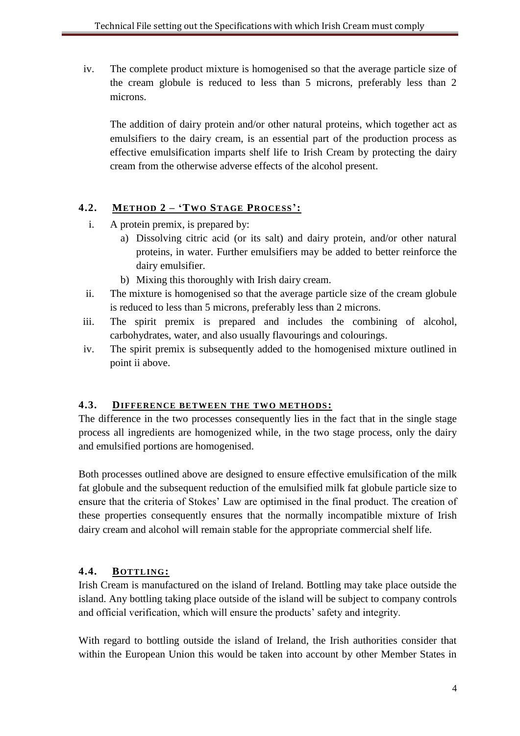iv. The complete product mixture is homogenised so that the average particle size of the cream globule is reduced to less than 5 microns, preferably less than 2 microns.

    The addition of dairy protein and/or other natural proteins, which together act as emulsifiers to the dairy cream, is an essential part of the production process as effective emulsification imparts shelf life to Irish Cream by protecting the dairy cream from the otherwise adverse effects of the alcohol present.

### 4.2. METHOD 2 – 'TWO STAGE PROCESS':

i. A protein premix, is prepared by:
   a) Dissolving citric acid (or its salt) and dairy protein, and/or other natural proteins, in water. Further emulsifiers may be added to better reinforce the dairy emulsifier.
   b) Mixing this thoroughly with Irish dairy cream.

ii. The mixture is homogenised so that the average particle size of the cream globule is reduced to less than 5 microns, preferably less than 2 microns.

iii. The spirit premix is prepared and includes the combining of alcohol, carbohydrates, water, and also usually flavourings and colourings.

iv. The spirit premix is subsequently added to the homogenised mixture outlined in point ii above.

### 4.3. DIFFERENCE BETWEEN THE TWO METHODS:

The difference in the two processes consequently lies in the fact that in the single stage process all ingredients are homogenized while, in the two stage process, only the dairy and emulsified portions are homogenised.

Both processes outlined above are designed to ensure effective emulsification of the milk fat globule and the subsequent reduction of the emulsified milk fat globule particle size to ensure that the criteria of Stokes' Law are optimised in the final product. The creation of these properties consequently ensures that the normally incompatible mixture of Irish dairy cream and alcohol will remain stable for the appropriate commercial shelf life.

### 4.4. BOTTLING:

Irish Cream is manufactured on the island of Ireland. Bottling may take place outside the island. Any bottling taking place outside of the island will be subject to company controls and official verification, which will ensure the products' safety and integrity.

With regard to bottling outside the island of Ireland, the Irish authorities consider that within the European Union this would be taken into account by other Member States in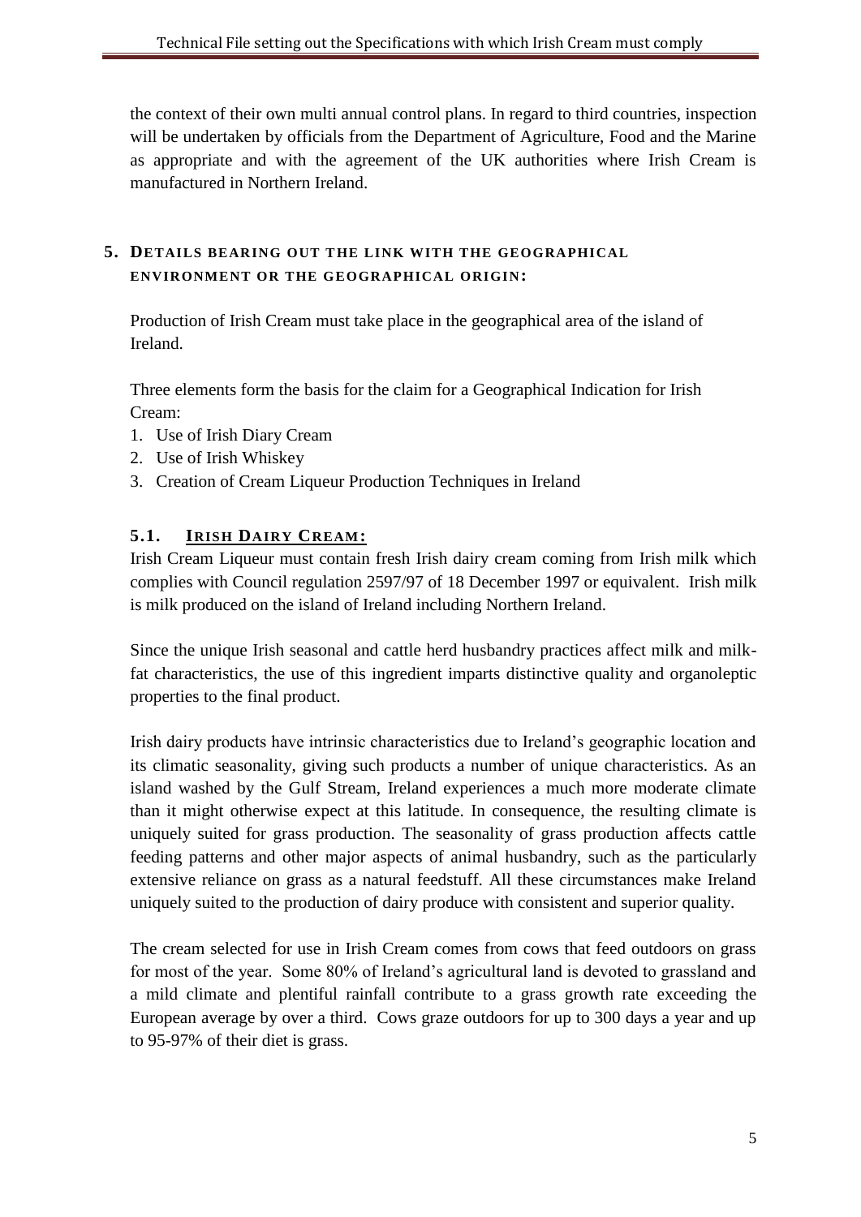the context of their own multi annual control plans. In regard to third countries, inspection will be undertaken by officials from the Department of Agriculture, Food and the Marine as appropriate and with the agreement of the UK authorities where Irish Cream is manufactured in Northern Ireland.

## 5. DETAILS BEARING OUT THE LINK WITH THE GEOGRAPHICAL ENVIRONMENT OR THE GEOGRAPHICAL ORIGIN:

Production of Irish Cream must take place in the geographical area of the island of Ireland.

Three elements form the basis for the claim for a Geographical Indication for Irish Cream:

1. Use of Irish Diary Cream
2. Use of Irish Whiskey
3. Creation of Cream Liqueur Production Techniques in Ireland

### 5.1. IRISH DAIRY CREAM:

Irish Cream Liqueur must contain fresh Irish dairy cream coming from Irish milk which complies with Council regulation 2597/97 of 18 December 1997 or equivalent. Irish milk is milk produced on the island of Ireland including Northern Ireland.

Since the unique Irish seasonal and cattle herd husbandry practices affect milk and milk-fat characteristics, the use of this ingredient imparts distinctive quality and organoleptic properties to the final product.

Irish dairy products have intrinsic characteristics due to Ireland's geographic location and its climatic seasonality, giving such products a number of unique characteristics. As an island washed by the Gulf Stream, Ireland experiences a much more moderate climate than it might otherwise expect at this latitude. In consequence, the resulting climate is uniquely suited for grass production. The seasonality of grass production affects cattle feeding patterns and other major aspects of animal husbandry, such as the particularly extensive reliance on grass as a natural feedstuff. All these circumstances make Ireland uniquely suited to the production of dairy produce with consistent and superior quality.

The cream selected for use in Irish Cream comes from cows that feed outdoors on grass for most of the year. Some 80% of Ireland's agricultural land is devoted to grassland and a mild climate and plentiful rainfall contribute to a grass growth rate exceeding the European average by over a third. Cows graze outdoors for up to 300 days a year and up to 95-97% of their diet is grass.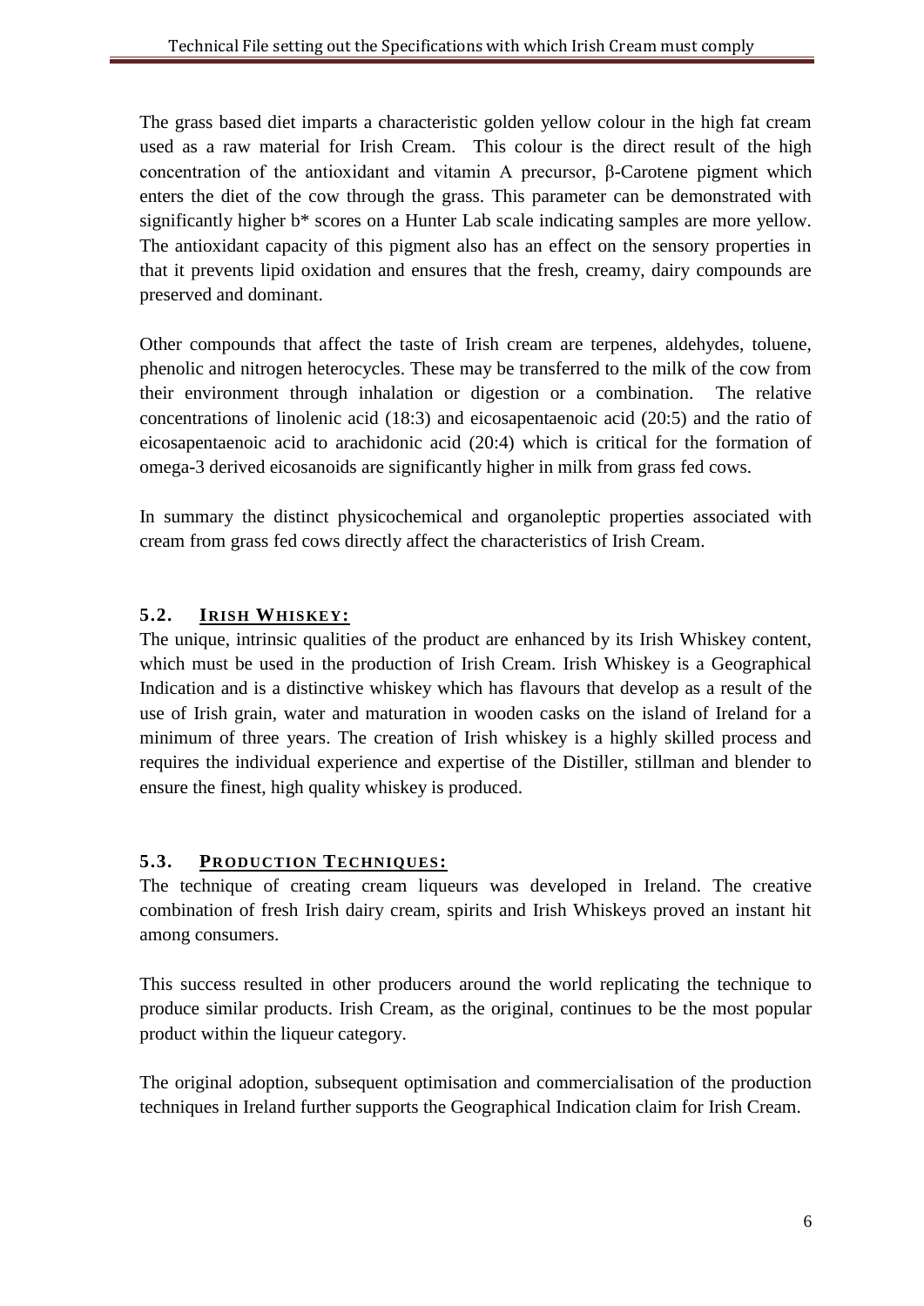The grass based diet imparts a characteristic golden yellow colour in the high fat cream used as a raw material for Irish Cream. This colour is the direct result of the high concentration of the antioxidant and vitamin A precursor, β-Carotene pigment which enters the diet of the cow through the grass. This parameter can be demonstrated with significantly higher b* scores on a Hunter Lab scale indicating samples are more yellow. The antioxidant capacity of this pigment also has an effect on the sensory properties in that it prevents lipid oxidation and ensures that the fresh, creamy, dairy compounds are preserved and dominant.

Other compounds that affect the taste of Irish cream are terpenes, aldehydes, toluene, phenolic and nitrogen heterocycles. These may be transferred to the milk of the cow from their environment through inhalation or digestion or a combination. The relative concentrations of linolenic acid (18:3) and eicosapentaenoic acid (20:5) and the ratio of eicosapentaenoic acid to arachidonic acid (20:4) which is critical for the formation of omega-3 derived eicosanoids are significantly higher in milk from grass fed cows.

In summary the distinct physicochemical and organoleptic properties associated with cream from grass fed cows directly affect the characteristics of Irish Cream.

## 5.2. IRISH WHISKEY:

The unique, intrinsic qualities of the product are enhanced by its Irish Whiskey content, which must be used in the production of Irish Cream. Irish Whiskey is a Geographical Indication and is a distinctive whiskey which has flavours that develop as a result of the use of Irish grain, water and maturation in wooden casks on the island of Ireland for a minimum of three years. The creation of Irish whiskey is a highly skilled process and requires the individual experience and expertise of the Distiller, stillman and blender to ensure the finest, high quality whiskey is produced.

## 5.3. PRODUCTION TECHNIQUES:

The technique of creating cream liqueurs was developed in Ireland. The creative combination of fresh Irish dairy cream, spirits and Irish Whiskeys proved an instant hit among consumers.

This success resulted in other producers around the world replicating the technique to produce similar products. Irish Cream, as the original, continues to be the most popular product within the liqueur category.

The original adoption, subsequent optimisation and commercialisation of the production techniques in Ireland further supports the Geographical Indication claim for Irish Cream.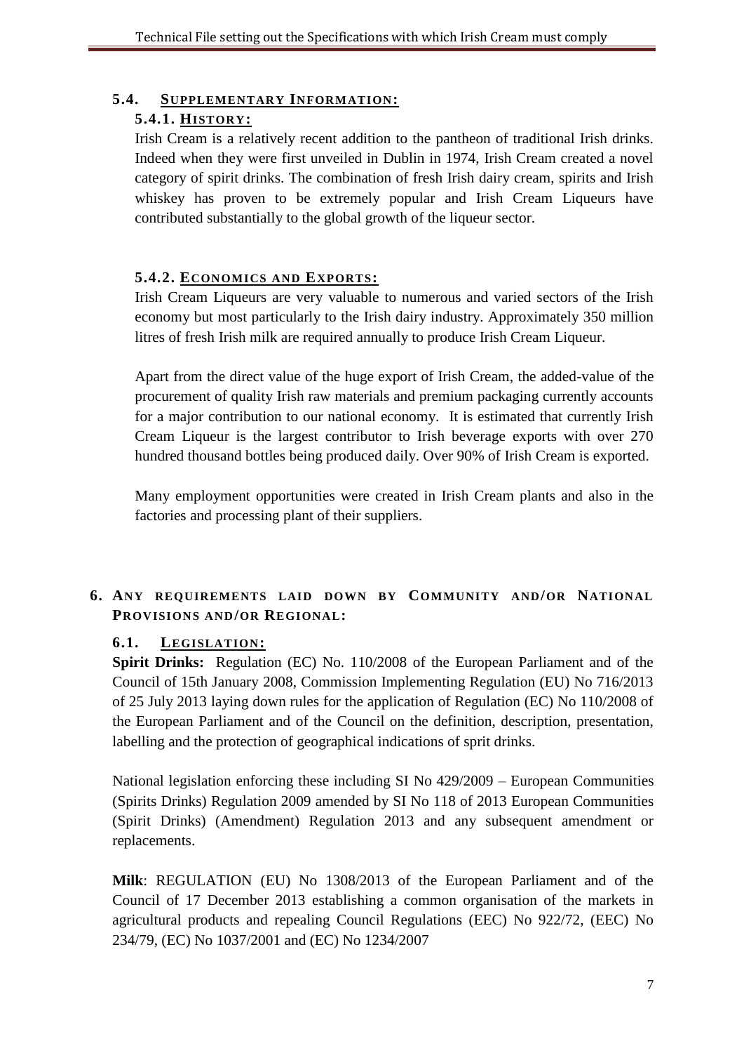### 5.4. SUPPLEMENTARY INFORMATION:

#### 5.4.1. HISTORY:

Irish Cream is a relatively recent addition to the pantheon of traditional Irish drinks. Indeed when they were first unveiled in Dublin in 1974, Irish Cream created a novel category of spirit drinks. The combination of fresh Irish dairy cream, spirits and Irish whiskey has proven to be extremely popular and Irish Cream Liqueurs have contributed substantially to the global growth of the liqueur sector.

#### 5.4.2. ECONOMICS AND EXPORTS:

Irish Cream Liqueurs are very valuable to numerous and varied sectors of the Irish economy but most particularly to the Irish dairy industry. Approximately 350 million litres of fresh Irish milk are required annually to produce Irish Cream Liqueur.

Apart from the direct value of the huge export of Irish Cream, the added-value of the procurement of quality Irish raw materials and premium packaging currently accounts for a major contribution to our national economy. It is estimated that currently Irish Cream Liqueur is the largest contributor to Irish beverage exports with over 270 hundred thousand bottles being produced daily. Over 90% of Irish Cream is exported.

Many employment opportunities were created in Irish Cream plants and also in the factories and processing plant of their suppliers.

## 6. ANY REQUIREMENTS LAID DOWN BY COMMUNITY AND/OR NATIONAL PROVISIONS AND/OR REGIONAL:

### 6.1. LEGISLATION:

**Spirit Drinks:** Regulation (EC) No. 110/2008 of the European Parliament and of the Council of 15th January 2008, Commission Implementing Regulation (EU) No 716/2013 of 25 July 2013 laying down rules for the application of Regulation (EC) No 110/2008 of the European Parliament and of the Council on the definition, description, presentation, labelling and the protection of geographical indications of sprit drinks.

National legislation enforcing these including SI No 429/2009 – European Communities (Spirits Drinks) Regulation 2009 amended by SI No 118 of 2013 European Communities (Spirit Drinks) (Amendment) Regulation 2013 and any subsequent amendment or replacements.

**Milk**: REGULATION (EU) No 1308/2013 of the European Parliament and of the Council of 17 December 2013 establishing a common organisation of the markets in agricultural products and repealing Council Regulations (EEC) No 922/72, (EEC) No 234/79, (EC) No 1037/2001 and (EC) No 1234/2007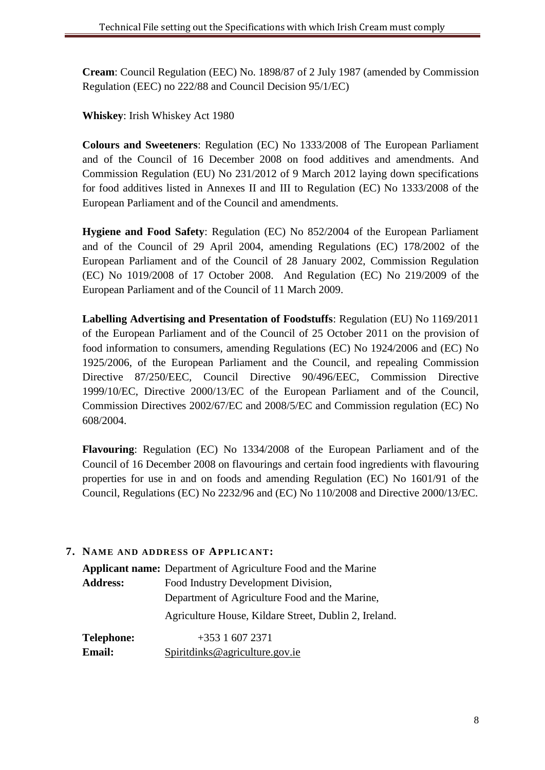**Cream**: Council Regulation (EEC) No. 1898/87 of 2 July 1987 (amended by Commission Regulation (EEC) no 222/88 and Council Decision 95/1/EC)

**Whiskey**: Irish Whiskey Act 1980

**Colours and Sweeteners**: Regulation (EC) No 1333/2008 of The European Parliament and of the Council of 16 December 2008 on food additives and amendments. And Commission Regulation (EU) No 231/2012 of 9 March 2012 laying down specifications for food additives listed in Annexes II and III to Regulation (EC) No 1333/2008 of the European Parliament and of the Council and amendments.

**Hygiene and Food Safety**: Regulation (EC) No 852/2004 of the European Parliament and of the Council of 29 April 2004, amending Regulations (EC) 178/2002 of the European Parliament and of the Council of 28 January 2002, Commission Regulation (EC) No 1019/2008 of 17 October 2008. And Regulation (EC) No 219/2009 of the European Parliament and of the Council of 11 March 2009.

**Labelling Advertising and Presentation of Foodstuffs**: Regulation (EU) No 1169/2011 of the European Parliament and of the Council of 25 October 2011 on the provision of food information to consumers, amending Regulations (EC) No 1924/2006 and (EC) No 1925/2006, of the European Parliament and the Council, and repealing Commission Directive 87/250/EEC, Council Directive 90/496/EEC, Commission Directive 1999/10/EC, Directive 2000/13/EC of the European Parliament and of the Council, Commission Directives 2002/67/EC and 2008/5/EC and Commission regulation (EC) No 608/2004.

**Flavouring**: Regulation (EC) No 1334/2008 of the European Parliament and of the Council of 16 December 2008 on flavourings and certain food ingredients with flavouring properties for use in and on foods and amending Regulation (EC) No 1601/91 of the Council, Regulations (EC) No 2232/96 and (EC) No 110/2008 and Directive 2000/13/EC.

## 7. NAME AND ADDRESS OF APPLICANT:

**Applicant name:** Department of Agriculture Food and the Marine

**Address:** Food Industry Development Division,
Department of Agriculture Food and the Marine,
Agriculture House, Kildare Street, Dublin 2, Ireland.

**Telephone:** +353 1 607 2371

**Email:** Spiritdinks@agriculture.gov.ie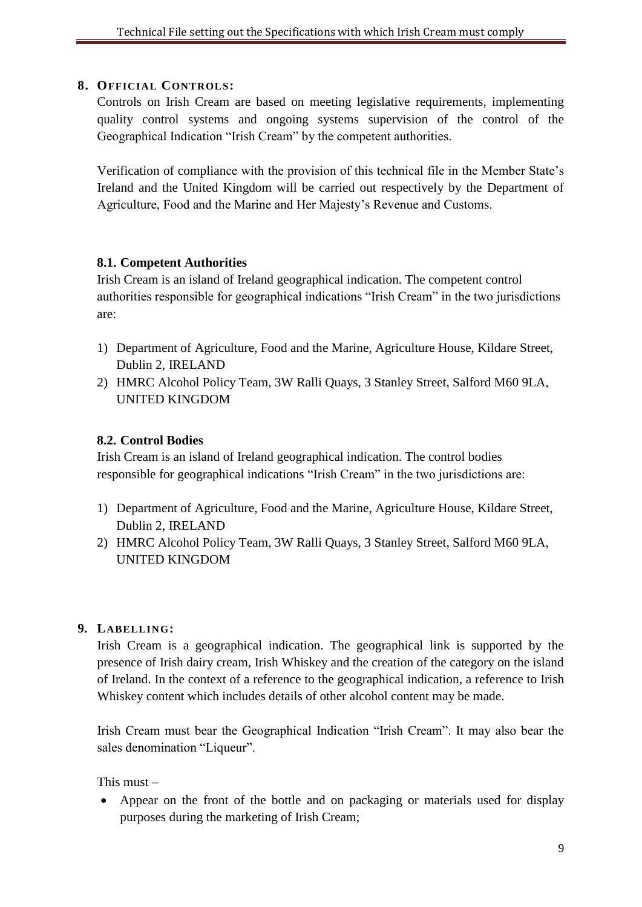## 8. Official Controls:

Controls on Irish Cream are based on meeting legislative requirements, implementing quality control systems and ongoing systems supervision of the control of the Geographical Indication "Irish Cream" by the competent authorities.

Verification of compliance with the provision of this technical file in the Member State's Ireland and the United Kingdom will be carried out respectively by the Department of Agriculture, Food and the Marine and Her Majesty's Revenue and Customs.

### 8.1. Competent Authorities

Irish Cream is an island of Ireland geographical indication. The competent control authorities responsible for geographical indications "Irish Cream" in the two jurisdictions are:

1) Department of Agriculture, Food and the Marine, Agriculture House, Kildare Street, Dublin 2, IRELAND
2) HMRC Alcohol Policy Team, 3W Ralli Quays, 3 Stanley Street, Salford M60 9LA, UNITED KINGDOM

### 8.2. Control Bodies

Irish Cream is an island of Ireland geographical indication. The control bodies responsible for geographical indications "Irish Cream" in the two jurisdictions are:

1) Department of Agriculture, Food and the Marine, Agriculture House, Kildare Street, Dublin 2, IRELAND
2) HMRC Alcohol Policy Team, 3W Ralli Quays, 3 Stanley Street, Salford M60 9LA, UNITED KINGDOM

## 9. Labelling:

Irish Cream is a geographical indication. The geographical link is supported by the presence of Irish dairy cream, Irish Whiskey and the creation of the category on the island of Ireland. In the context of a reference to the geographical indication, a reference to Irish Whiskey content which includes details of other alcohol content may be made.

Irish Cream must bear the Geographical Indication "Irish Cream". It may also bear the sales denomination "Liqueur".

This must –

- Appear on the front of the bottle and on packaging or materials used for display purposes during the marketing of Irish Cream;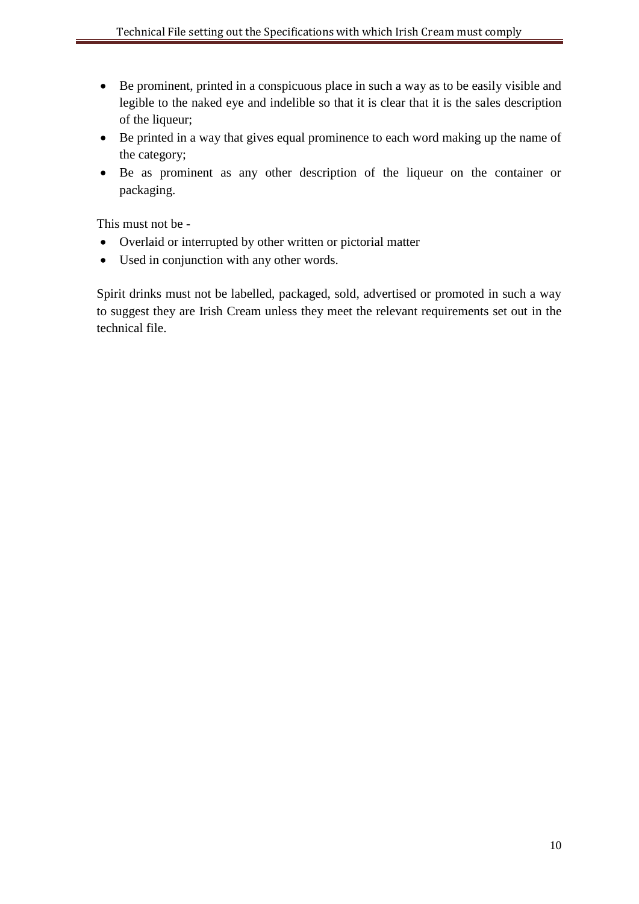- Be prominent, printed in a conspicuous place in such a way as to be easily visible and legible to the naked eye and indelible so that it is clear that it is the sales description of the liqueur;
- Be printed in a way that gives equal prominence to each word making up the name of the category;
- Be as prominent as any other description of the liqueur on the container or packaging.

This must not be -

- Overlaid or interrupted by other written or pictorial matter
- Used in conjunction with any other words.

Spirit drinks must not be labelled, packaged, sold, advertised or promoted in such a way to suggest they are Irish Cream unless they meet the relevant requirements set out in the technical file.